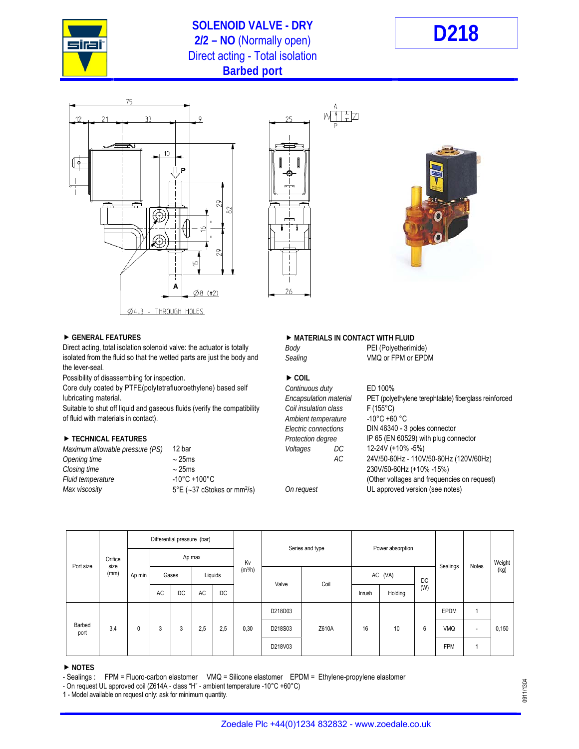# SOLENOID VALVE - DRY

## 2/2 – NO (Normally open)

Direct acting - Total isolation

**Barbed port**

# D218

### ▶ GENERAL FEATURES

Direct acting, total isolation solenoid valve: the actuator is totally isolated from the fluid so that the wetted parts are just the body and the lever-seal.

Possibility of disassembling for inspection.

Core duly coated by PTFE(polytetrafluoroethylene) based self lubricating material.

Suitable to shut off liquid and gaseous fluids (verify the compatibility of fluid with materials in contact).

### ▶ TECHNICAL FEATURES

| | |
|---|---|
| *Maximum allowable pressure (PS)* | 12 bar |
| *Opening time* | ~ 25ms |
| *Closing time* | ~ 25ms |
| *Fluid temperature* | -10°C +100°C |
| *Max viscosity* | 5°E (~37 cStokes or mm$^2$/s) |

### ▶ MATERIALS IN CONTACT WITH FLUID

| | |
|---|---|
| *Body* | PEI (Polyetherimide) |
| *Sealing* | VMQ or FPM or EPDM |

### ▶ COIL

| | | |
|---|---|---|
| *Continuous duty* | | ED 100% |
| *Encapsulation material* | | PET (polyethylene terephtalate) fiberglass reinforced |
| *Coil insulation class* | | F (155°C) |
| *Ambient temperature* | | -10°C +60 °C |
| *Electric connections* | | DIN 46340 - 3 poles connector |
| *Protection degree* | | IP 65 (EN 60529) with plug connector |
| *Voltages* | *DC* | 12-24V (+10% -5%) |
| | *AC* | 24V/50-60Hz - 110V/50-60Hz (120V/60Hz) |
| | | 230V/50-60Hz (+10% -15%) |
| | | (Other voltages and frequencies on request) |
| *On request* | | UL approved version (see notes) |

| Port size | Orifice size (mm) | Differential pressure (bar) | | | | | Kv (m³/h) | Series and type | | Power absorption | | | Sealings | Notes | Weight (kg) |
|---|---|---|---|---|---|---|---|---|---|---|---|---|---|---|---|
| | | Δp min | Δp max | | | | | Valve | Coil | AC (VA) | | DC (W) | | | |
| | | | Gases | | Liquids | | | | | Inrush | Holding | | | | |
| | | | AC | DC | AC | DC | | | | | | | | | |
| Barbed port | 3,4 | 0 | 3 | 3 | 2,5 | 2,5 | 0,30 | D218D03 | Z610A | 16 | 10 | 6 | EPDM | 1 | 0,150 |
| | | | | | | | | D218S03 | | | | | VMQ | - | |
| | | | | | | | | D218V03 | | | | | FPM | 1 | |

### ▶ NOTES

- Sealings : FPM = Fluoro-carbon elastomer VMQ = Silicone elastomer EPDM = Ethylene-propylene elastomer
- On request UL approved coil (Z614A - class "H" - ambient temperature -10°C +60°C)

1 - Model available on request only: ask for minimum quantity.

Zoedale Plc +44(0)1234 832832 - www.zoedale.co.uk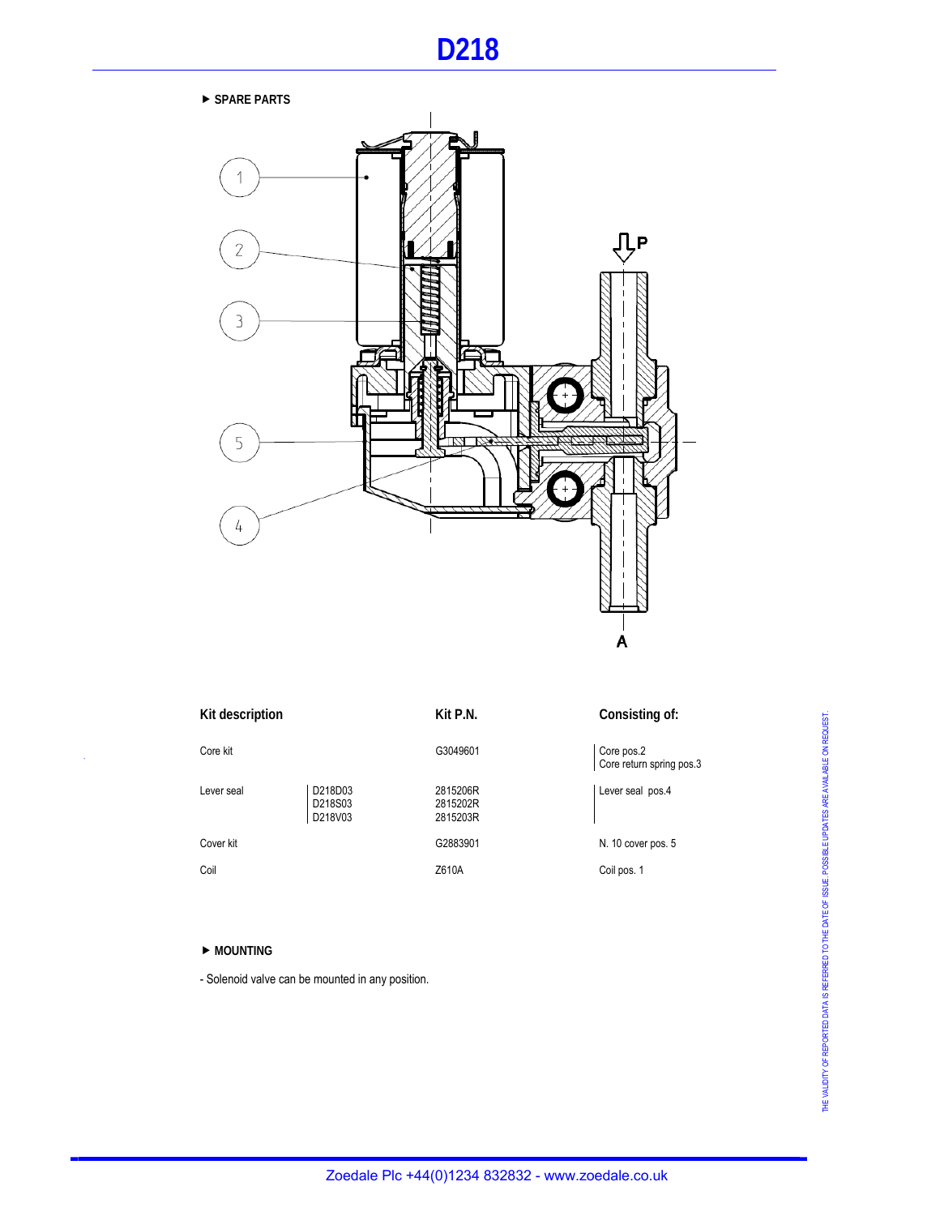# D218

## ▶ SPARE PARTS

1
2
3
5
4
P
A

| Kit description | | Kit P.N. | Consisting of: |
|---|---|---|---|
| Core kit | | G3049601 | Core pos.2<br>Core return spring pos.3 |
| Lever seal | D218D03<br>D218S03<br>D218V03 | 2815206R<br>2815202R<br>2815203R | Lever seal pos.4 |
| Cover kit | | G2883901 | N. 10 cover pos. 5 |
| Coil | | Z610A | Coil pos. 1 |

## ▶ MOUNTING

- Solenoid valve can be mounted in any position.

THE VALIDITY OF REPORTED DATA IS REFERRED TO THE DATE OF ISSUE. POSSIBLE UPDATES ARE AVAILABLE ON REQUEST.

Zoedale Plc +44(0)1234 832832 - www.zoedale.co.uk